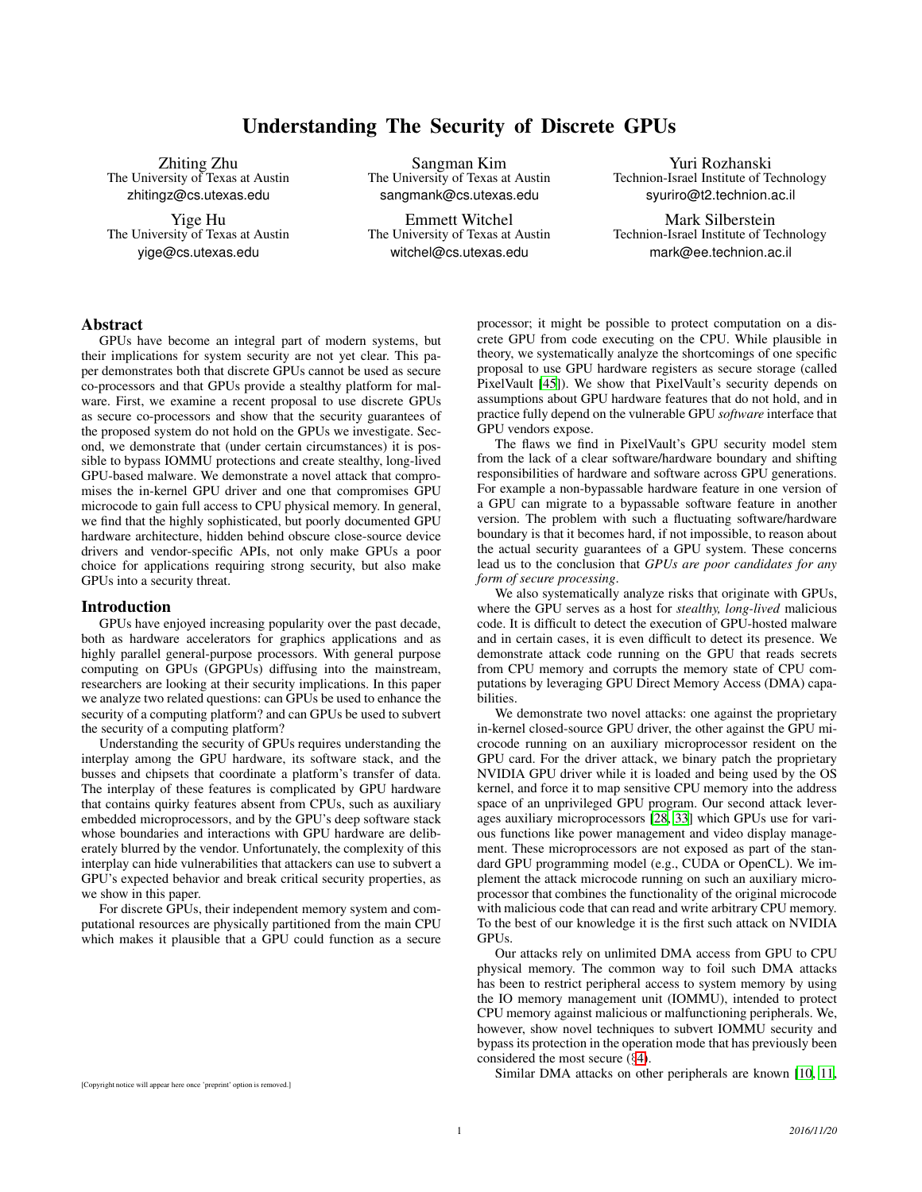# Understanding The Security of Discrete GPUs

Zhiting Zhu
The University of Texas at Austin
zhitingz@cs.utexas.edu

Sangman Kim
The University of Texas at Austin
sangmank@cs.utexas.edu

Yuri Rozhanski
Technion-Israel Institute of Technology
syuriro@t2.technion.ac.il

Yige Hu
The University of Texas at Austin
yige@cs.utexas.edu

Emmett Witchel
The University of Texas at Austin
witchel@cs.utexas.edu

Mark Silberstein
Technion-Israel Institute of Technology
mark@ee.technion.ac.il

## Abstract

GPUs have become an integral part of modern systems, but their implications for system security are not yet clear. This paper demonstrates both that discrete GPUs cannot be used as secure co-processors and that GPUs provide a stealthy platform for malware. First, we examine a recent proposal to use discrete GPUs as secure co-processors and show that the security guarantees of the proposed system do not hold on the GPUs we investigate. Second, we demonstrate that (under certain circumstances) it is possible to bypass IOMMU protections and create stealthy, long-lived GPU-based malware. We demonstrate a novel attack that compromises the in-kernel GPU driver and one that compromises GPU microcode to gain full access to CPU physical memory. In general, we find that the highly sophisticated, but poorly documented GPU hardware architecture, hidden behind obscure close-source device drivers and vendor-specific APIs, not only make GPUs a poor choice for applications requiring strong security, but also make GPUs into a security threat.

## Introduction

GPUs have enjoyed increasing popularity over the past decade, both as hardware accelerators for graphics applications and as highly parallel general-purpose processors. With general purpose computing on GPUs (GPGPUs) diffusing into the mainstream, researchers are looking at their security implications. In this paper we analyze two related questions: can GPUs be used to enhance the security of a computing platform? and can GPUs be used to subvert the security of a computing platform?

Understanding the security of GPUs requires understanding the interplay among the GPU hardware, its software stack, and the busses and chipsets that coordinate a platform's transfer of data. The interplay of these features is complicated by GPU hardware that contains quirky features absent from CPUs, such as auxiliary embedded microprocessors, and by the GPU's deep software stack whose boundaries and interactions with GPU hardware are deliberately blurred by the vendor. Unfortunately, the complexity of this interplay can hide vulnerabilities that attackers can use to subvert a GPU's expected behavior and break critical security properties, as we show in this paper.

For discrete GPUs, their independent memory system and computational resources are physically partitioned from the main CPU which makes it plausible that a GPU could function as a secure processor; it might be possible to protect computation on a discrete GPU from code executing on the CPU. While plausible in theory, we systematically analyze the shortcomings of one specific proposal to use GPU hardware registers as secure storage (called PixelVault [45]). We show that PixelVault's security depends on assumptions about GPU hardware features that do not hold, and in practice fully depend on the vulnerable GPU *software* interface that GPU vendors expose.

The flaws we find in PixelVault's GPU security model stem from the lack of a clear software/hardware boundary and shifting responsibilities of hardware and software across GPU generations. For example a non-bypassable hardware feature in one version of a GPU can migrate to a bypassable software feature in another version. The problem with such a fluctuating software/hardware boundary is that it becomes hard, if not impossible, to reason about the actual security guarantees of a GPU system. These concerns lead us to the conclusion that *GPUs are poor candidates for any form of secure processing*.

We also systematically analyze risks that originate with GPUs, where the GPU serves as a host for *stealthy, long-lived* malicious code. It is difficult to detect the execution of GPU-hosted malware and in certain cases, it is even difficult to detect its presence. We demonstrate attack code running on the GPU that reads secrets from CPU memory and corrupts the memory state of CPU computations by leveraging GPU Direct Memory Access (DMA) capabilities.

We demonstrate two novel attacks: one against the proprietary in-kernel closed-source GPU driver, the other against the GPU microcode running on an auxiliary microprocessor resident on the GPU card. For the driver attack, we binary patch the proprietary NVIDIA GPU driver while it is loaded and being used by the OS kernel, and force it to map sensitive CPU memory into the address space of an unprivileged GPU program. Our second attack leverages auxiliary microprocessors [28, 33] which GPUs use for various functions like power management and video display management. These microprocessors are not exposed as part of the standard GPU programming model (e.g., CUDA or OpenCL). We implement the attack microcode running on such an auxiliary microprocessor that combines the functionality of the original microcode with malicious code that can read and write arbitrary CPU memory. To the best of our knowledge it is the first such attack on NVIDIA GPUs.

Our attacks rely on unlimited DMA access from GPU to CPU physical memory. The common way to foil such DMA attacks has been to restrict peripheral access to system memory by using the IO memory management unit (IOMMU), intended to protect CPU memory against malicious or malfunctioning peripherals. We, however, show novel techniques to subvert IOMMU security and bypass its protection in the operation mode that has previously been considered the most secure (§4).

Similar DMA attacks on other peripherals are known [10, 11,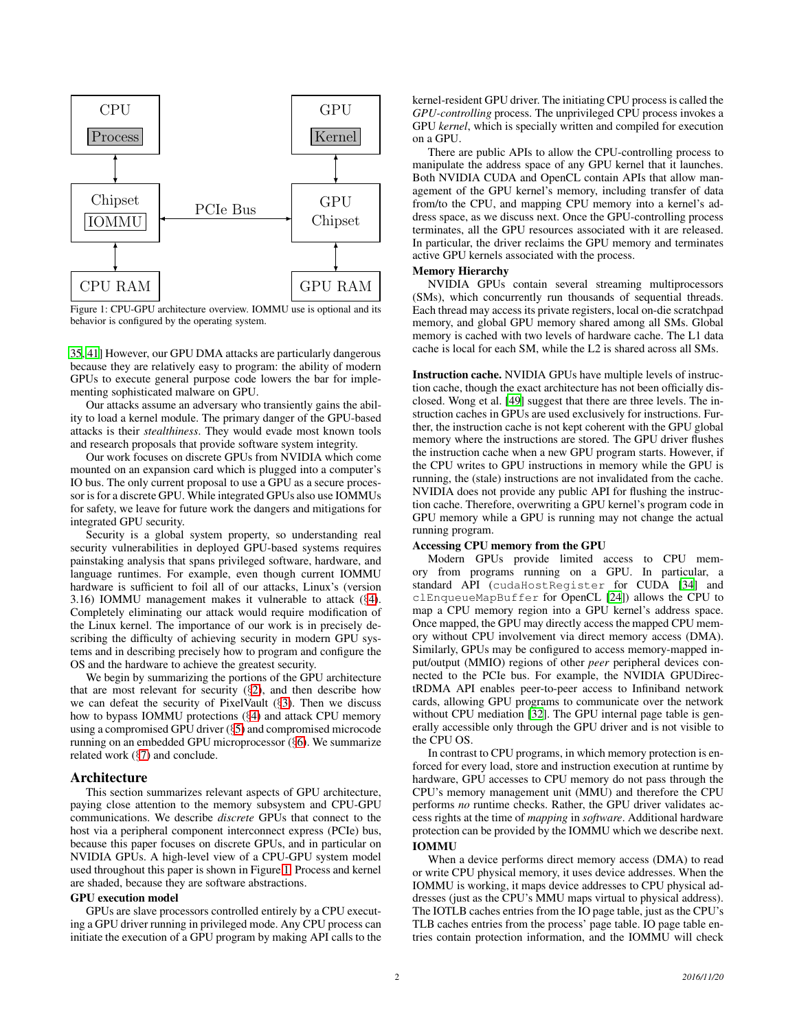Figure 1: CPU-GPU architecture overview. IOMMU use is optional and its behavior is configured by the operating system.

[35, 41] However, our GPU DMA attacks are particularly dangerous because they are relatively easy to program: the ability of modern GPUs to execute general purpose code lowers the bar for implementing sophisticated malware on GPU.

Our attacks assume an adversary who transiently gains the ability to load a kernel module. The primary danger of the GPU-based attacks is their *stealthiness*. They would evade most known tools and research proposals that provide software system integrity.

Our work focuses on discrete GPUs from NVIDIA which come mounted on an expansion card which is plugged into a computer's IO bus. The only current proposal to use a GPU as a secure processor is for a discrete GPU. While integrated GPUs also use IOMMUs for safety, we leave for future work the dangers and mitigations for integrated GPU security.

Security is a global system property, so understanding real security vulnerabilities in deployed GPU-based systems requires painstaking analysis that spans privileged software, hardware, and language runtimes. For example, even though current IOMMU hardware is sufficient to foil all of our attacks, Linux's (version 3.16) IOMMU management makes it vulnerable to attack (§4). Completely eliminating our attack would require modification of the Linux kernel. The importance of our work is in precisely describing the difficulty of achieving security in modern GPU systems and in describing precisely how to program and configure the OS and the hardware to achieve the greatest security.

We begin by summarizing the portions of the GPU architecture that are most relevant for security (§2), and then describe how we can defeat the security of PixelVault (§3). Then we discuss how to bypass IOMMU protections (§4) and attack CPU memory using a compromised GPU driver (§5) and compromised microcode running on an embedded GPU microprocessor (§6). We summarize related work (§7) and conclude.

# Architecture

This section summarizes relevant aspects of GPU architecture, paying close attention to the memory subsystem and CPU-GPU communications. We describe *discrete* GPUs that connect to the host via a peripheral component interconnect express (PCIe) bus, because this paper focuses on discrete GPUs, and in particular on NVIDIA GPUs. A high-level view of a CPU-GPU system model used throughout this paper is shown in Figure 1. Process and kernel are shaded, because they are software abstractions.

## GPU execution model

GPUs are slave processors controlled entirely by a CPU executing a GPU driver running in privileged mode. Any CPU process can initiate the execution of a GPU program by making API calls to the kernel-resident GPU driver. The initiating CPU process is called the *GPU-controlling* process. The unprivileged CPU process invokes a GPU *kernel*, which is specially written and compiled for execution on a GPU.

There are public APIs to allow the CPU-controlling process to manipulate the address space of any GPU kernel that it launches. Both NVIDIA CUDA and OpenCL contain APIs that allow management of the GPU kernel's memory, including transfer of data from/to the CPU, and mapping CPU memory into a kernel's address space, as we discuss next. Once the GPU-controlling process terminates, all the GPU resources associated with it are released. In particular, the driver reclaims the GPU memory and terminates active GPU kernels associated with the process.

## Memory Hierarchy

NVIDIA GPUs contain several streaming multiprocessors (SMs), which concurrently run thousands of sequential threads. Each thread may access its private registers, local on-die scratchpad memory, and global GPU memory shared among all SMs. Global memory is cached with two levels of hardware cache. The L1 data cache is local for each SM, while the L2 is shared across all SMs.

**Instruction cache.** NVIDIA GPUs have multiple levels of instruction cache, though the exact architecture has not been officially disclosed. Wong et al. [49] suggest that there are three levels. The instruction caches in GPUs are used exclusively for instructions. Further, the instruction cache is not kept coherent with the GPU global memory where the instructions are stored. The GPU driver flushes the instruction cache when a new GPU program starts. However, if the CPU writes to GPU instructions in memory while the GPU is running, the (stale) instructions are not invalidated from the cache. NVIDIA does not provide any public API for flushing the instruction cache. Therefore, overwriting a GPU kernel's program code in GPU memory while a GPU is running may not change the actual running program.

## Accessing CPU memory from the GPU

Modern GPUs provide limited access to CPU memory from programs running on a GPU. In particular, a standard API (`cudaHostRegister` for CUDA [34] and `clEnqueueMapBuffer` for OpenCL [24]) allows the CPU to map a CPU memory region into a GPU kernel's address space. Once mapped, the GPU may directly access the mapped CPU memory without CPU involvement via direct memory access (DMA). Similarly, GPUs may be configured to access memory-mapped input/output (MMIO) regions of other *peer* peripheral devices connected to the PCIe bus. For example, the NVIDIA GPUDirectRDMA API enables peer-to-peer access to Infiniband network cards, allowing GPU programs to communicate over the network without CPU mediation [32]. The GPU internal page table is generally accessible only through the GPU driver and is not visible to the CPU OS.

In contrast to CPU programs, in which memory protection is enforced for every load, store and instruction execution at runtime by hardware, GPU accesses to CPU memory do not pass through the CPU's memory management unit (MMU) and therefore the CPU performs *no* runtime checks. Rather, the GPU driver validates access rights at the time of *mapping* in *software*. Additional hardware protection can be provided by the IOMMU which we describe next.

## IOMMU

When a device performs direct memory access (DMA) to read or write CPU physical memory, it uses device addresses. When the IOMMU is working, it maps device addresses to CPU physical addresses (just as the CPU's MMU maps virtual to physical address). The IOTLB caches entries from the IO page table, just as the CPU's TLB caches entries from the process' page table. IO page table entries contain protection information, and the IOMMU will check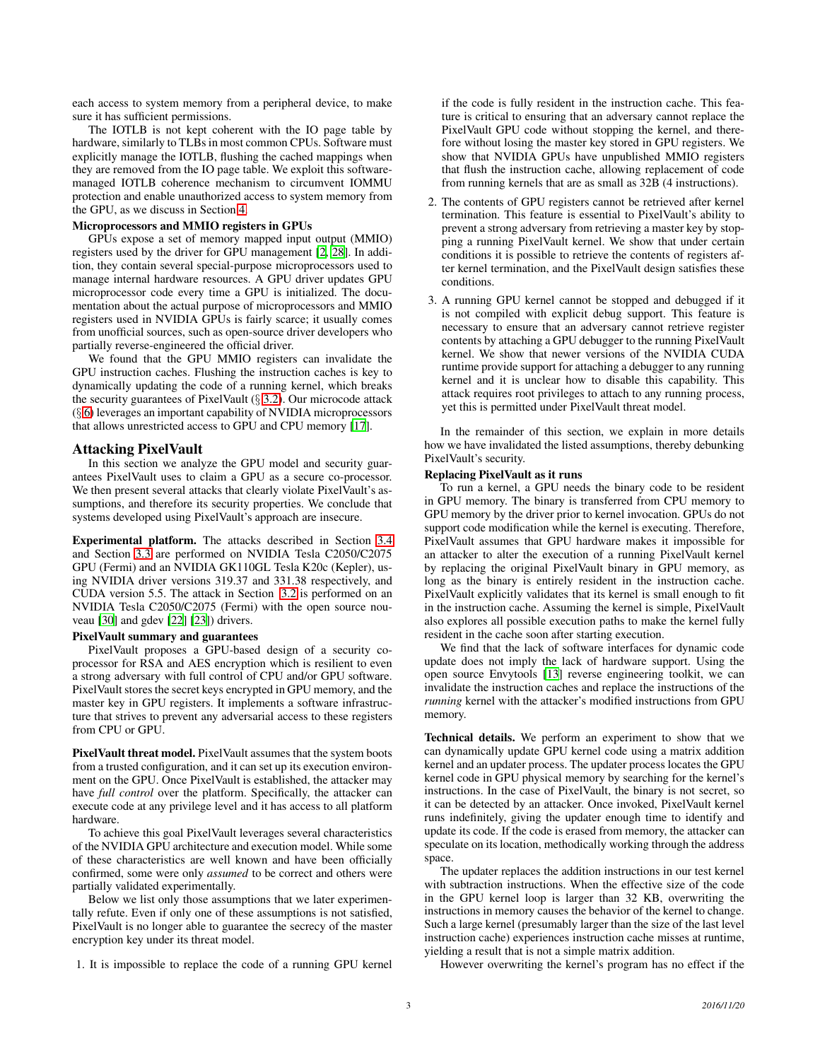each access to system memory from a peripheral device, to make sure it has sufficient permissions.

The IOTLB is not kept coherent with the IO page table by hardware, similarly to TLBs in most common CPUs. Software must explicitly manage the IOTLB, flushing the cached mappings when they are removed from the IO page table. We exploit this software-managed IOTLB coherence mechanism to circumvent IOMMU protection and enable unauthorized access to system memory from the GPU, as we discuss in Section 4.

**Microprocessors and MMIO registers in GPUs**

GPUs expose a set of memory mapped input output (MMIO) registers used by the driver for GPU management [2, 28]. In addition, they contain several special-purpose microprocessors used to manage internal hardware resources. A GPU driver updates GPU microprocessor code every time a GPU is initialized. The documentation about the actual purpose of microprocessors and MMIO registers used in NVIDIA GPUs is fairly scarce; it usually comes from unofficial sources, such as open-source driver developers who partially reverse-engineered the official driver.

We found that the GPU MMIO registers can invalidate the GPU instruction caches. Flushing the instruction caches is key to dynamically updating the code of a running kernel, which breaks the security guarantees of PixelVault (§ 3.2). Our microcode attack (§ 6) leverages an important capability of NVIDIA microprocessors that allows unrestricted access to GPU and CPU memory [17].

## Attacking PixelVault

In this section we analyze the GPU model and security guarantees PixelVault uses to claim a GPU as a secure co-processor. We then present several attacks that clearly violate PixelVault's assumptions, and therefore its security properties. We conclude that systems developed using PixelVault's approach are insecure.

**Experimental platform.** The attacks described in Section 3.4 and Section 3.3 are performed on NVIDIA Tesla C2050/C2075 GPU (Fermi) and an NVIDIA GK110GL Tesla K20c (Kepler), using NVIDIA driver versions 319.37 and 331.38 respectively, and CUDA version 5.5. The attack in Section 3.2 is performed on an NVIDIA Tesla C2050/C2075 (Fermi) with the open source nouveau [30] and gdev [22] [23]) drivers.

**PixelVault summary and guarantees**

PixelVault proposes a GPU-based design of a security co-processor for RSA and AES encryption which is resilient to even a strong adversary with full control of CPU and/or GPU software. PixelVault stores the secret keys encrypted in GPU memory, and the master key in GPU registers. It implements a software infrastructure that strives to prevent any adversarial access to these registers from CPU or GPU.

**PixelVault threat model.** PixelVault assumes that the system boots from a trusted configuration, and it can set up its execution environment on the GPU. Once PixelVault is established, the attacker may have *full control* over the platform. Specifically, the attacker can execute code at any privilege level and it has access to all platform hardware.

To achieve this goal PixelVault leverages several characteristics of the NVIDIA GPU architecture and execution model. While some of these characteristics are well known and have been officially confirmed, some were only *assumed* to be correct and others were partially validated experimentally.

Below we list only those assumptions that we later experimentally refute. Even if only one of these assumptions is not satisfied, PixelVault is no longer able to guarantee the secrecy of the master encryption key under its threat model.

1. It is impossible to replace the code of a running GPU kernel if the code is fully resident in the instruction cache. This feature is critical to ensuring that an adversary cannot replace the PixelVault GPU code without stopping the kernel, and therefore without losing the master key stored in GPU registers. We show that NVIDIA GPUs have unpublished MMIO registers that flush the instruction cache, allowing replacement of code from running kernels that are as small as 32B (4 instructions).
2. The contents of GPU registers cannot be retrieved after kernel termination. This feature is essential to PixelVault's ability to prevent a strong adversary from retrieving a master key by stopping a running PixelVault kernel. We show that under certain conditions it is possible to retrieve the contents of registers after kernel termination, and the PixelVault design satisfies these conditions.
3. A running GPU kernel cannot be stopped and debugged if it is not compiled with explicit debug support. This feature is necessary to ensure that an adversary cannot retrieve register contents by attaching a GPU debugger to the running PixelVault kernel. We show that newer versions of the NVIDIA CUDA runtime provide support for attaching a debugger to any running kernel and it is unclear how to disable this capability. This attack requires root privileges to attach to any running process, yet this is permitted under PixelVault threat model.

In the remainder of this section, we explain in more details how we have invalidated the listed assumptions, thereby debunking PixelVault's security.

**Replacing PixelVault as it runs**

To run a kernel, a GPU needs the binary code to be resident in GPU memory. The binary is transferred from CPU memory to GPU memory by the driver prior to kernel invocation. GPUs do not support code modification while the kernel is executing. Therefore, PixelVault assumes that GPU hardware makes it impossible for an attacker to alter the execution of a running PixelVault kernel by replacing the original PixelVault binary in GPU memory, as long as the binary is entirely resident in the instruction cache. PixelVault explicitly validates that its kernel is small enough to fit in the instruction cache. Assuming the kernel is simple, PixelVault also explores all possible execution paths to make the kernel fully resident in the cache soon after starting execution.

We find that the lack of software interfaces for dynamic code update does not imply the lack of hardware support. Using the open source Envytools [13] reverse engineering toolkit, we can invalidate the instruction caches and replace the instructions of the *running* kernel with the attacker's modified instructions from GPU memory.

**Technical details.** We perform an experiment to show that we can dynamically update GPU kernel code using a matrix addition kernel and an updater process. The updater process locates the GPU kernel code in GPU physical memory by searching for the kernel's instructions. In the case of PixelVault, the binary is not secret, so it can be detected by an attacker. Once invoked, PixelVault kernel runs indefinitely, giving the updater enough time to identify and update its code. If the code is erased from memory, the attacker can speculate on its location, methodically working through the address space.

The updater replaces the addition instructions in our test kernel with subtraction instructions. When the effective size of the code in the GPU kernel loop is larger than 32 KB, overwriting the instructions in memory causes the behavior of the kernel to change. Such a large kernel (presumably larger than the size of the last level instruction cache) experiences instruction cache misses at runtime, yielding a result that is not a simple matrix addition.

However overwriting the kernel's program has no effect if the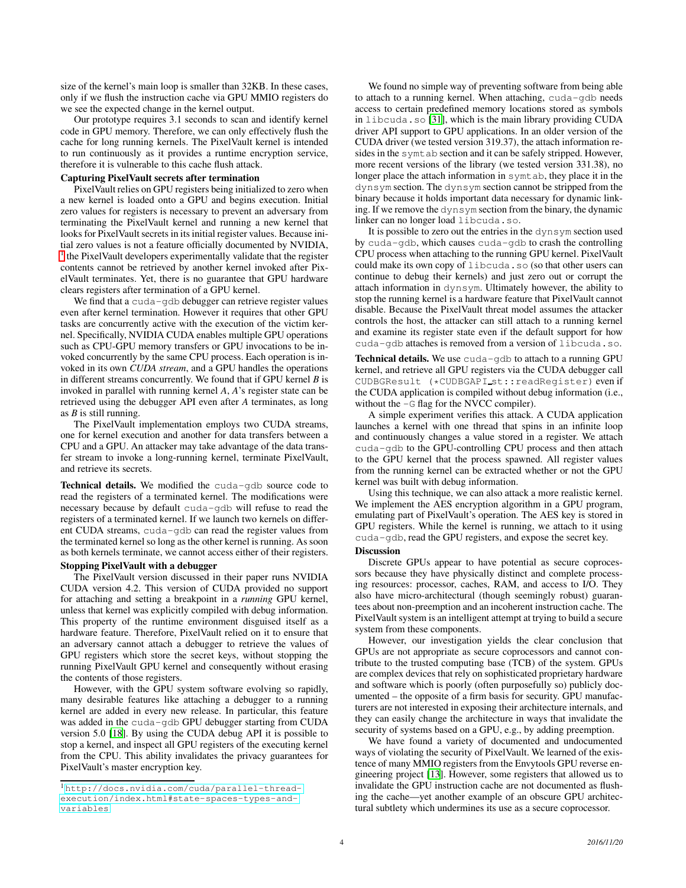size of the kernel's main loop is smaller than 32KB. In these cases, only if we flush the instruction cache via GPU MMIO registers do we see the expected change in the kernel output.

Our prototype requires 3.1 seconds to scan and identify kernel code in GPU memory. Therefore, we can only effectively flush the cache for long running kernels. The PixelVault kernel is intended to run continuously as it provides a runtime encryption service, therefore it is vulnerable to this cache flush attack.

### Capturing PixelVault secrets after termination

PixelVault relies on GPU registers being initialized to zero when a new kernel is loaded onto a GPU and begins execution. Initial zero values for registers is necessary to prevent an adversary from terminating the PixelVault kernel and running a new kernel that looks for PixelVault secrets in its initial register values. Because initial zero values is not a feature officially documented by NVIDIA, [1] the PixelVault developers experimentally validate that the register contents cannot be retrieved by another kernel invoked after PixelVault terminates. Yet, there is no guarantee that GPU hardware clears registers after termination of a GPU kernel.

We find that a `cuda-gdb` debugger can retrieve register values even after kernel termination. However it requires that other GPU tasks are concurrently active with the execution of the victim kernel. Specifically, NVIDIA CUDA enables multiple GPU operations such as CPU-GPU memory transfers or GPU invocations to be invoked concurrently by the same CPU process. Each operation is invoked in its own *CUDA stream*, and a GPU handles the operations in different streams concurrently. We found that if GPU kernel *B* is invoked in parallel with running kernel *A*, *A*'s register state can be retrieved using the debugger API even after *A* terminates, as long as *B* is still running.

The PixelVault implementation employs two CUDA streams, one for kernel execution and another for data transfers between a CPU and a GPU. An attacker may take advantage of the data transfer stream to invoke a long-running kernel, terminate PixelVault, and retrieve its secrets.

**Technical details.** We modified the `cuda-gdb` source code to read the registers of a terminated kernel. The modifications were necessary because by default `cuda-gdb` will refuse to read the registers of a terminated kernel. If we launch two kernels on different CUDA streams, `cuda-gdb` can read the register values from the terminated kernel so long as the other kernel is running. As soon as both kernels terminate, we cannot access either of their registers.

### Stopping PixelVault with a debugger

The PixelVault version discussed in their paper runs NVIDIA CUDA version 4.2. This version of CUDA provided no support for attaching and setting a breakpoint in a *running* GPU kernel, unless that kernel was explicitly compiled with debug information. This property of the runtime environment disguised itself as a hardware feature. Therefore, PixelVault relied on it to ensure that an adversary cannot attach a debugger to retrieve the values of GPU registers which store the secret keys, without stopping the running PixelVault GPU kernel and consequently without erasing the contents of those registers.

However, with the GPU system software evolving so rapidly, many desirable features like attaching a debugger to a running kernel are added in every new release. In particular, this feature was added in the `cuda-gdb` GPU debugger starting from CUDA version 5.0 [18]. By using the CUDA debug API it is possible to stop a kernel, and inspect all GPU registers of the executing kernel from the CPU. This ability invalidates the privacy guarantees for PixelVault's master encryption key.

We found no simple way of preventing software from being able to attach to a running kernel. When attaching, `cuda-gdb` needs access to certain predefined memory locations stored as symbols in `libcuda.so` [31], which is the main library providing CUDA driver API support to GPU applications. In an older version of the CUDA driver (we tested version 319.37), the attach information resides in the `symtab` section and it can be safely stripped. However, more recent versions of the library (we tested version 331.38), no longer place the attach information in `symtab`, they place it in the `dynsym` section. The `dynsym` section cannot be stripped from the binary because it holds important data necessary for dynamic linking. If we remove the `dynsym` section from the binary, the dynamic linker can no longer load `libcuda.so`.

It is possible to zero out the entries in the `dynsym` section used by `cuda-gdb`, which causes `cuda-gdb` to crash the controlling CPU process when attaching to the running GPU kernel. PixelVault could make its own copy of `libcuda.so` (so that other users can continue to debug their kernels) and just zero out or corrupt the attach information in `dynsym`. Ultimately however, the ability to stop the running kernel is a hardware feature that PixelVault cannot disable. Because the PixelVault threat model assumes the attacker controls the host, the attacker can still attach to a running kernel and examine its register state even if the default support for how `cuda-gdb` attaches is removed from a version of `libcuda.so`.

**Technical details.** We use `cuda-gdb` to attach to a running GPU kernel, and retrieve all GPU registers via the CUDA debugger call `CUDBGResult (*CUDBGAPI_st::readRegister)` even if the CUDA application is compiled without debug information (i.e., without the `-G` flag for the NVCC compiler).

A simple experiment verifies this attack. A CUDA application launches a kernel with one thread that spins in an infinite loop and continuously changes a value stored in a register. We attach `cuda-gdb` to the GPU-controlling CPU process and then attach to the GPU kernel that the process spawned. All register values from the running kernel can be extracted whether or not the GPU kernel was built with debug information.

Using this technique, we can also attack a more realistic kernel. We implement the AES encryption algorithm in a GPU program, emulating part of PixelVault's operation. The AES key is stored in GPU registers. While the kernel is running, we attach to it using `cuda-gdb`, read the GPU registers, and expose the secret key.

### Discussion

Discrete GPUs appear to have potential as secure coprocessors because they have physically distinct and complete processing resources: processor, caches, RAM, and access to I/O. They also have micro-architectural (though seemingly robust) guarantees about non-preemption and an incoherent instruction cache. The PixelVault system is an intelligent attempt at trying to build a secure system from these components.

However, our investigation yields the clear conclusion that GPUs are not appropriate as secure coprocessors and cannot contribute to the trusted computing base (TCB) of the system. GPUs are complex devices that rely on sophisticated proprietary hardware and software which is poorly (often purposefully so) publicly documented – the opposite of a firm basis for security. GPU manufacturers are not interested in exposing their architecture internals, and they can easily change the architecture in ways that invalidate the security of systems based on a GPU, e.g., by adding preemption.

We have found a variety of documented and undocumented ways of violating the security of PixelVault. We learned of the existence of many MMIO registers from the Envytools GPU reverse engineering project [13]. However, some registers that allowed us to invalidate the GPU instruction cache are not documented as flushing the cache—yet another example of an obscure GPU architectural subtlety which undermines its use as a secure coprocessor.

[1] http://docs.nvidia.com/cuda/parallel-thread-execution/index.html#state-spaces-types-and-variables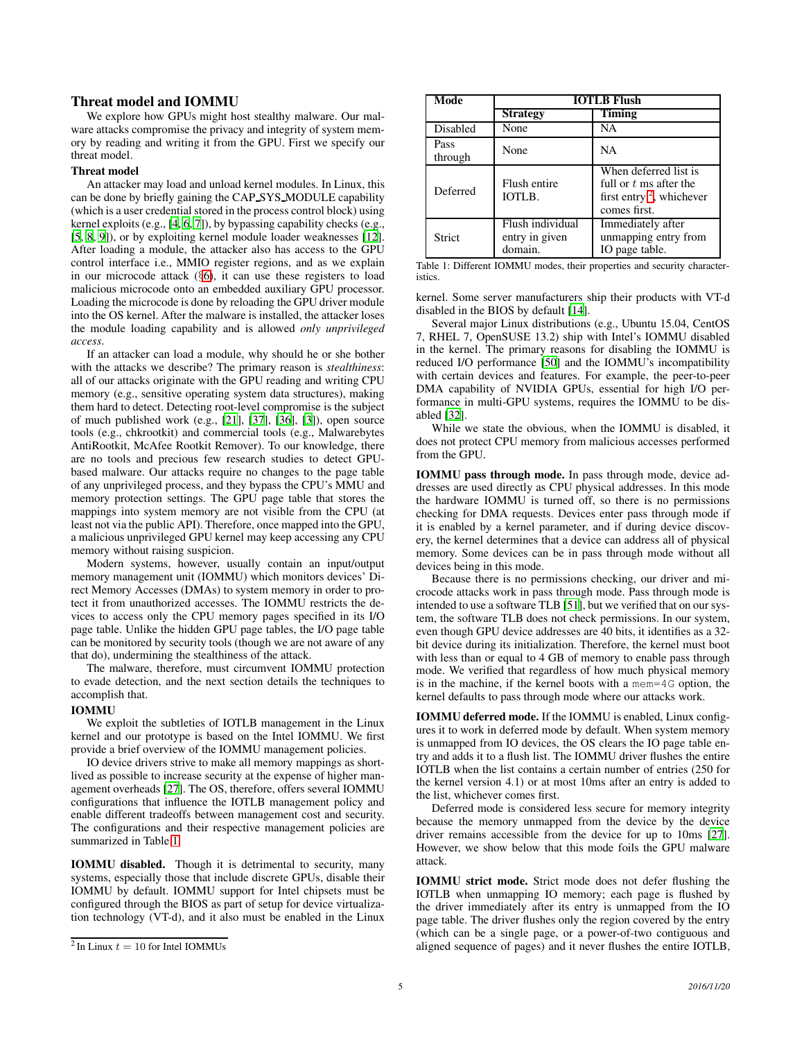## Threat model and IOMMU

We explore how GPUs might host stealthy malware. Our malware attacks compromise the privacy and integrity of system memory by reading and writing it from the GPU. First we specify our threat model.

### Threat model

An attacker may load and unload kernel modules. In Linux, this can be done by briefly gaining the CAP_SYS_MODULE capability (which is a user credential stored in the process control block) using kernel exploits (e.g., [4, 6, 7]), by bypassing capability checks (e.g., [5, 8, 9]), or by exploiting kernel module loader weaknesses [12]. After loading a module, the attacker also has access to the GPU control interface i.e., MMIO register regions, and as we explain in our microcode attack (§6), it can use these registers to load malicious microcode onto an embedded auxiliary GPU processor. Loading the microcode is done by reloading the GPU driver module into the OS kernel. After the malware is installed, the attacker loses the module loading capability and is allowed *only unprivileged access*.

If an attacker can load a module, why should he or she bother with the attacks we describe? The primary reason is *stealthiness*: all of our attacks originate with the GPU reading and writing CPU memory (e.g., sensitive operating system data structures), making them hard to detect. Detecting root-level compromise is the subject of much published work (e.g., [21], [37], [36], [3]), open source tools (e.g., chkrootkit) and commercial tools (e.g., Malwarebytes AntiRootkit, McAfee Rootkit Remover). To our knowledge, there are no tools and precious few research studies to detect GPU-based malware. Our attacks require no changes to the page table of any unprivileged process, and they bypass the CPU's MMU and memory protection settings. The GPU page table that stores the mappings into system memory are not visible from the CPU (at least not via the public API). Therefore, once mapped into the GPU, a malicious unprivileged GPU kernel may keep accessing any CPU memory without raising suspicion.

Modern systems, however, usually contain an input/output memory management unit (IOMMU) which monitors devices' Direct Memory Accesses (DMAs) to system memory in order to protect it from unauthorized accesses. The IOMMU restricts the devices to access only the CPU memory pages specified in its I/O page table. Unlike the hidden GPU page tables, the I/O page table can be monitored by security tools (though we are not aware of any that do), undermining the stealthiness of the attack.

The malware, therefore, must circumvent IOMMU protection to evade detection, and the next section details the techniques to accomplish that.

### IOMMU

We exploit the subtleties of IOTLB management in the Linux kernel and our prototype is based on the Intel IOMMU. We first provide a brief overview of the IOMMU management policies.

IO device drivers strive to make all memory mappings as short-lived as possible to increase security at the expense of higher management overheads [27]. The OS, therefore, offers several IOMMU configurations that influence the IOTLB management policy and enable different tradeoffs between management cost and security. The configurations and their respective management policies are summarized in Table 1.

**IOMMU disabled.** Though it is detrimental to security, many systems, especially those that include discrete GPUs, disable their IOMMU by default. IOMMU support for Intel chipsets must be configured through the BIOS as part of setup for device virtualization technology (VT-d), and it also must be enabled in the Linux kernel. Some server manufacturers ship their products with VT-d disabled in the BIOS by default [14].

| Mode | IOTLB Flush | |
|---|---|---|
| | **Strategy** | **Timing** |
| Disabled | None | NA |
| Pass through | None | NA |
| Deferred | Flush entire IOTLB. | When deferred list is full or $t$ ms after the first entry [2], whichever comes first. |
| Strict | Flush individual entry in given domain. | Immediately after unmapping entry from IO page table. |

Table 1: Different IOMMU modes, their properties and security characteristics.

Several major Linux distributions (e.g., Ubuntu 15.04, CentOS 7, RHEL 7, OpenSUSE 13.2) ship with Intel's IOMMU disabled in the kernel. The primary reasons for disabling the IOMMU is reduced I/O performance [50] and the IOMMU's incompatibility with certain devices and features. For example, the peer-to-peer DMA capability of NVIDIA GPUs, essential for high I/O performance in multi-GPU systems, requires the IOMMU to be disabled [32].

While we state the obvious, when the IOMMU is disabled, it does not protect CPU memory from malicious accesses performed from the GPU.

**IOMMU pass through mode.** In pass through mode, device addresses are used directly as CPU physical addresses. In this mode the hardware IOMMU is turned off, so there is no permissions checking for DMA requests. Devices enter pass through mode if it is enabled by a kernel parameter, and if during device discovery, the kernel determines that a device can address all of physical memory. Some devices can be in pass through mode without all devices being in this mode.

Because there is no permissions checking, our driver and microcode attacks work in pass through mode. Pass through mode is intended to use a software TLB [51], but we verified that on our system, the software TLB does not check permissions. In our system, even though GPU device addresses are 40 bits, it identifies as a 32-bit device during its initialization. Therefore, the kernel must boot with less than or equal to 4 GB of memory to enable pass through mode. We verified that regardless of how much physical memory is in the machine, if the kernel boots with a `mem=4G` option, the kernel defaults to pass through mode where our attacks work.

**IOMMU deferred mode.** If the IOMMU is enabled, Linux configures it to work in deferred mode by default. When system memory is unmapped from IO devices, the OS clears the IO page table entry and adds it to a flush list. The IOMMU driver flushes the entire IOTLB when the list contains a certain number of entries (250 for the kernel version 4.1) or at most 10ms after an entry is added to the list, whichever comes first.

Deferred mode is considered less secure for memory integrity because the memory unmapped from the device by the device driver remains accessible from the device for up to 10ms [27]. However, we show below that this mode foils the GPU malware attack.

**IOMMU strict mode.** Strict mode does not defer flushing the IOTLB when unmapping IO memory; each page is flushed by the driver immediately after its entry is unmapped from the IO page table. The driver flushes only the region covered by the entry (which can be a single page, or a power-of-two contiguous and aligned sequence of pages) and it never flushes the entire IOTLB,

[2] In Linux $t = 10$ for Intel IOMMUs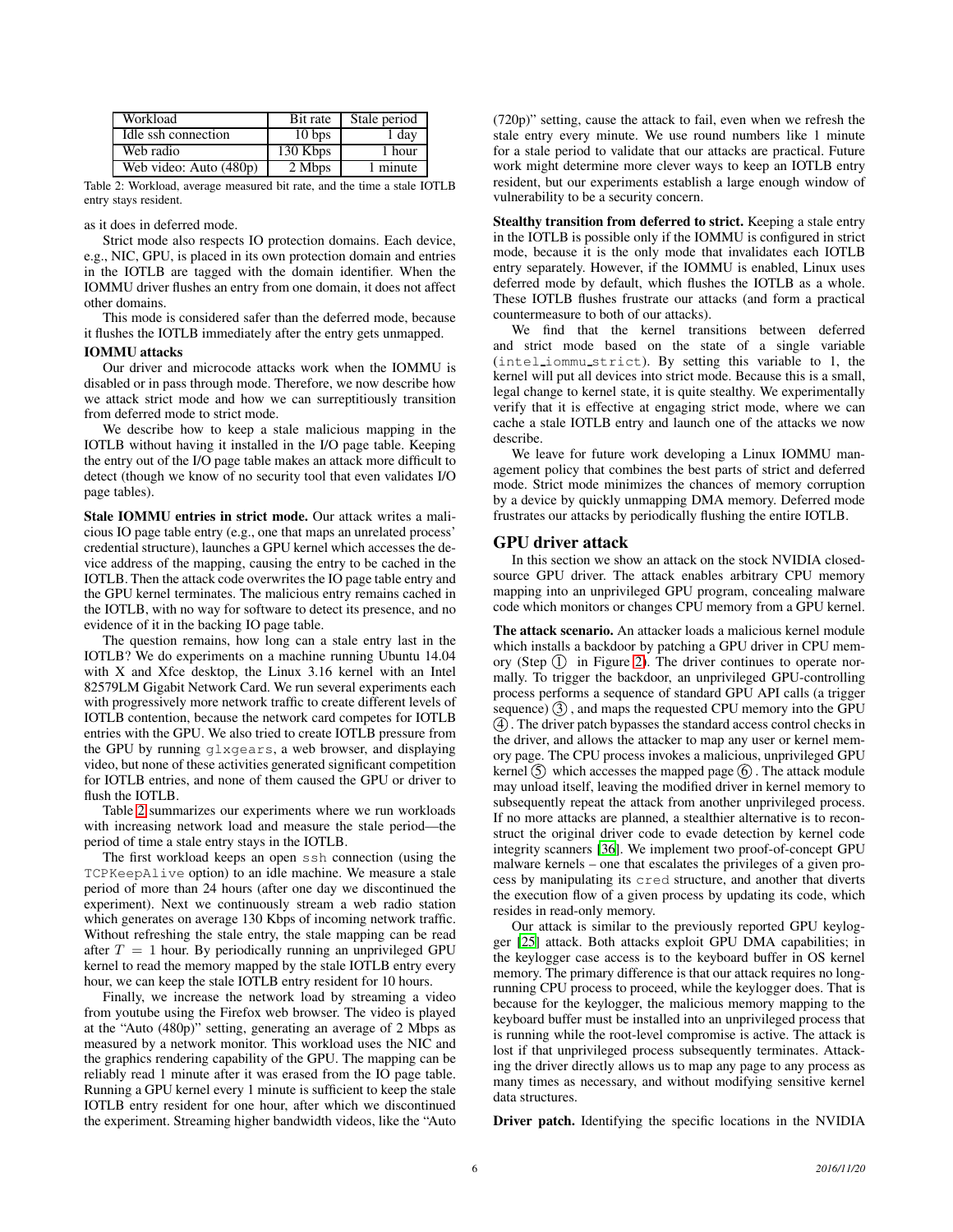| Workload | Bit rate | Stale period |
|---|---|---|
| Idle ssh connection | 10 bps | 1 day |
| Web radio | 130 Kbps | 1 hour |
| Web video: Auto (480p) | 2 Mbps | 1 minute |

Table 2: Workload, average measured bit rate, and the time a stale IOTLB entry stays resident.

as it does in deferred mode.

Strict mode also respects IO protection domains. Each device, e.g., NIC, GPU, is placed in its own protection domain and entries in the IOTLB are tagged with the domain identifier. When the IOMMU driver flushes an entry from one domain, it does not affect other domains.

This mode is considered safer than the deferred mode, because it flushes the IOTLB immediately after the entry gets unmapped.

### IOMMU attacks

Our driver and microcode attacks work when the IOMMU is disabled or in pass through mode. Therefore, we now describe how we attack strict mode and how we can surreptitiously transition from deferred mode to strict mode.

We describe how to keep a stale malicious mapping in the IOTLB without having it installed in the I/O page table. Keeping the entry out of the I/O page table makes an attack more difficult to detect (though we know of no security tool that even validates I/O page tables).

**Stale IOMMU entries in strict mode.** Our attack writes a malicious IO page table entry (e.g., one that maps an unrelated process' credential structure), launches a GPU kernel which accesses the device address of the mapping, causing the entry to be cached in the IOTLB. Then the attack code overwrites the IO page table entry and the GPU kernel terminates. The malicious entry remains cached in the IOTLB, with no way for software to detect its presence, and no evidence of it in the backing IO page table.

The question remains, how long can a stale entry last in the IOTLB? We do experiments on a machine running Ubuntu 14.04 with X and Xfce desktop, the Linux 3.16 kernel with an Intel 82579LM Gigabit Network Card. We run several experiments each with progressively more network traffic to create different levels of IOTLB contention, because the network card competes for IOTLB entries with the GPU. We also tried to create IOTLB pressure from the GPU by running `glxgears`, a web browser, and displaying video, but none of these activities generated significant competition for IOTLB entries, and none of them caused the GPU or driver to flush the IOTLB.

Table 2 summarizes our experiments where we run workloads with increasing network load and measure the stale period—the period of time a stale entry stays in the IOTLB.

The first workload keeps an open `ssh` connection (using the `TCPKeepAlive` option) to an idle machine. We measure a stale period of more than 24 hours (after one day we discontinued the experiment). Next we continuously stream a web radio station which generates on average 130 Kbps of incoming network traffic. Without refreshing the stale entry, the stale mapping can be read after $T = 1$ hour. By periodically running an unprivileged GPU kernel to read the memory mapped by the stale IOTLB entry every hour, we can keep the stale IOTLB entry resident for 10 hours.

Finally, we increase the network load by streaming a video from youtube using the Firefox web browser. The video is played at the "Auto (480p)" setting, generating an average of 2 Mbps as measured by a network monitor. This workload uses the NIC and the graphics rendering capability of the GPU. The mapping can be reliably read 1 minute after it was erased from the IO page table. Running a GPU kernel every 1 minute is sufficient to keep the stale IOTLB entry resident for one hour, after which we discontinued the experiment. Streaming higher bandwidth videos, like the "Auto (720p)" setting, cause the attack to fail, even when we refresh the stale entry every minute. We use round numbers like 1 minute for a stale period to validate that our attacks are practical. Future work might determine more clever ways to keep an IOTLB entry resident, but our experiments establish a large enough window of vulnerability to be a security concern.

**Stealthy transition from deferred to strict.** Keeping a stale entry in the IOTLB is possible only if the IOMMU is configured in strict mode, because it is the only mode that invalidates each IOTLB entry separately. However, if the IOMMU is enabled, Linux uses deferred mode by default, which flushes the IOTLB as a whole. These IOTLB flushes frustrate our attacks (and form a practical countermeasure to both of our attacks).

We find that the kernel transitions between deferred and strict mode based on the state of a single variable (`intel_iommu_strict`). By setting this variable to 1, the kernel will put all devices into strict mode. Because this is a small, legal change to kernel state, it is quite stealthy. We experimentally verify that it is effective at engaging strict mode, where we can cache a stale IOTLB entry and launch one of the attacks we now describe.

We leave for future work developing a Linux IOMMU management policy that combines the best parts of strict and deferred mode. Strict mode minimizes the chances of memory corruption by a device by quickly unmapping DMA memory. Deferred mode frustrates our attacks by periodically flushing the entire IOTLB.

## GPU driver attack

In this section we show an attack on the stock NVIDIA closed-source GPU driver. The attack enables arbitrary CPU memory mapping into an unprivileged GPU program, concealing malware code which monitors or changes CPU memory from a GPU kernel.

**The attack scenario.** An attacker loads a malicious kernel module which installs a backdoor by patching a GPU driver in CPU memory (Step ① in Figure 2). The driver continues to operate normally. To trigger the backdoor, an unprivileged GPU-controlling process performs a sequence of standard GPU API calls (a trigger sequence) ③, and maps the requested CPU memory into the GPU ④. The driver patch bypasses the standard access control checks in the driver, and allows the attacker to map any user or kernel memory page. The CPU process invokes a malicious, unprivileged GPU kernel ⑤ which accesses the mapped page ⑥. The attack module may unload itself, leaving the modified driver in kernel memory to subsequently repeat the attack from another unprivileged process. If no more attacks are planned, a stealthier alternative is to reconstruct the original driver code to evade detection by kernel code integrity scanners [36]. We implement two proof-of-concept GPU malware kernels – one that escalates the privileges of a given process by manipulating its `cred` structure, and another that diverts the execution flow of a given process by updating its code, which resides in read-only memory.

Our attack is similar to the previously reported GPU keylogger [25] attack. Both attacks exploit GPU DMA capabilities; in the keylogger case access is to the keyboard buffer in OS kernel memory. The primary difference is that our attack requires no long-running CPU process to proceed, while the keylogger does. That is because for the keylogger, the malicious memory mapping to the keyboard buffer must be installed into an unprivileged process that is running while the root-level compromise is active. The attack is lost if that unprivileged process subsequently terminates. Attacking the driver directly allows us to map any page to any process as many times as necessary, and without modifying sensitive kernel data structures.

**Driver patch.** Identifying the specific locations in the NVIDIA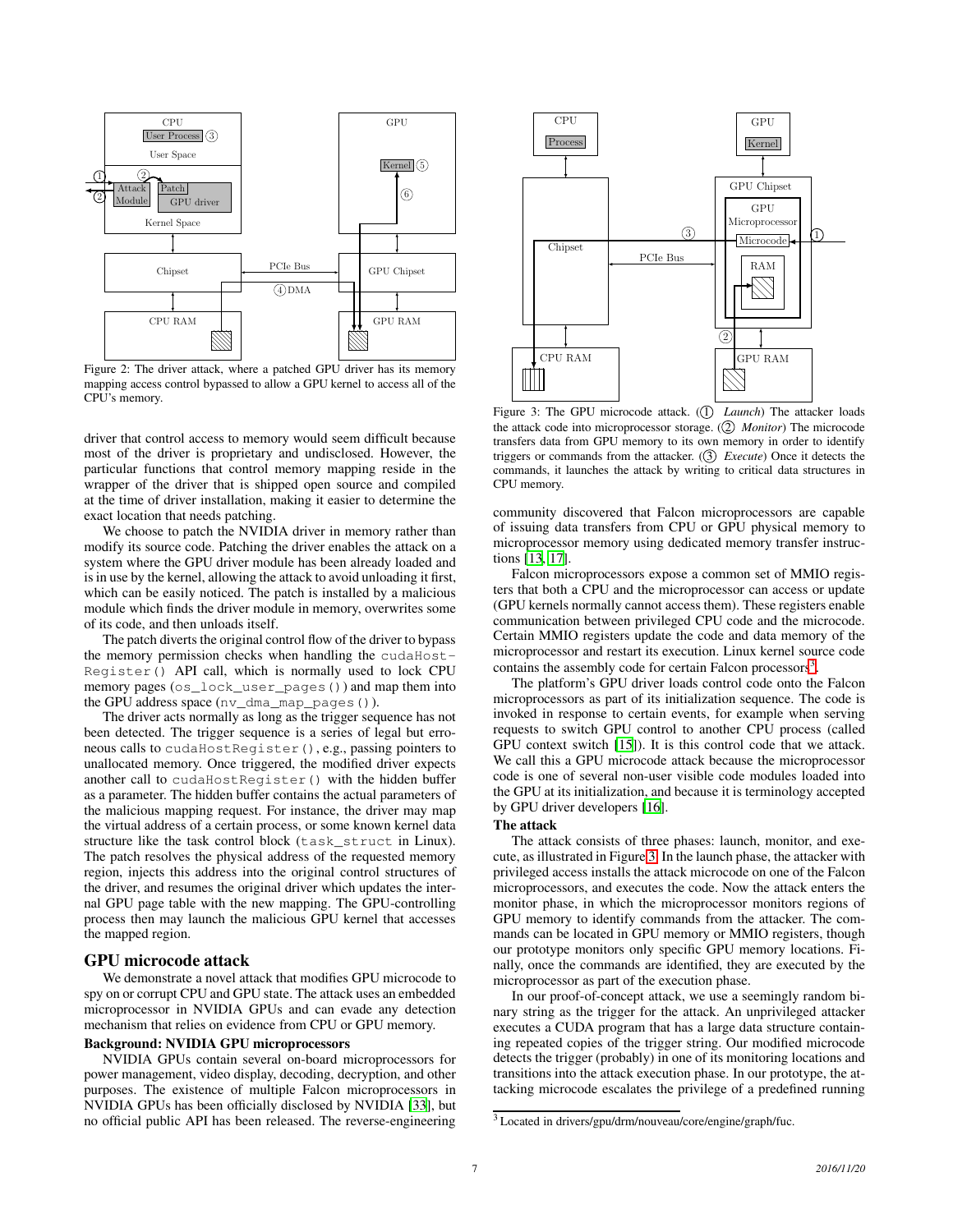Figure 2: The driver attack, where a patched GPU driver has its memory mapping access control bypassed to allow a GPU kernel to access all of the CPU's memory.

driver that control access to memory would seem difficult because most of the driver is proprietary and undisclosed. However, the particular functions that control memory mapping reside in the wrapper of the driver that is shipped open source and compiled at the time of driver installation, making it easier to determine the exact location that needs patching.

We choose to patch the NVIDIA driver in memory rather than modify its source code. Patching the driver enables the attack on a system where the GPU driver module has been already loaded and is in use by the kernel, allowing the attack to avoid unloading it first, which can be easily noticed. The patch is installed by a malicious module which finds the driver module in memory, overwrites some of its code, and then unloads itself.

The patch diverts the original control flow of the driver to bypass the memory permission checks when handling the `cudaHostRegister()` API call, which is normally used to lock CPU memory pages (`os_lock_user_pages()`) and map them into the GPU address space (`nv_dma_map_pages()`).

The driver acts normally as long as the trigger sequence has not been detected. The trigger sequence is a series of legal but erroneous calls to `cudaHostRegister()`, e.g., passing pointers to unallocated memory. Once triggered, the modified driver expects another call to `cudaHostRegister()` with the hidden buffer as a parameter. The hidden buffer contains the actual parameters of the malicious mapping request. For instance, the driver may map the virtual address of a certain process, or some known kernel data structure like the task control block (`task_struct` in Linux). The patch resolves the physical address of the requested memory region, injects this address into the original control structures of the driver, and resumes the original driver which updates the internal GPU page table with the new mapping. The GPU-controlling process then may launch the malicious GPU kernel that accesses the mapped region.

## GPU microcode attack

We demonstrate a novel attack that modifies GPU microcode to spy on or corrupt CPU and GPU state. The attack uses an embedded microprocessor in NVIDIA GPUs and can evade any detection mechanism that relies on evidence from CPU or GPU memory.

**Background: NVIDIA GPU microprocessors**

NVIDIA GPUs contain several on-board microprocessors for power management, video display, decoding, decryption, and other purposes. The existence of multiple Falcon microprocessors in NVIDIA GPUs has been officially disclosed by NVIDIA [33], but no official public API has been released. The reverse-engineering community discovered that Falcon microprocessors are capable of issuing data transfers from CPU or GPU physical memory to microprocessor memory using dedicated memory transfer instructions [13, 17].

Figure 3: The GPU microcode attack. (① *Launch*) The attacker loads the attack code into microprocessor storage. (② *Monitor*) The microcode transfers data from GPU memory to its own memory in order to identify triggers or commands from the attacker. (③ *Execute*) Once it detects the commands, it launches the attack by writing to critical data structures in CPU memory.

Falcon microprocessors expose a common set of MMIO registers that both a CPU and the microprocessor can access or update (GPU kernels normally cannot access them). These registers enable communication between privileged CPU code and the microcode. Certain MMIO registers update the code and data memory of the microprocessor and restart its execution. Linux kernel source code contains the assembly code for certain Falcon processors[3].

The platform's GPU driver loads control code onto the Falcon microprocessors as part of its initialization sequence. The code is invoked in response to certain events, for example when serving requests to switch GPU control to another CPU process (called GPU context switch [15]). It is this control code that we attack. We call this a GPU microcode attack because the microprocessor code is one of several non-user visible code modules loaded into the GPU at its initialization, and because it is terminology accepted by GPU driver developers [16].

**The attack**

The attack consists of three phases: launch, monitor, and execute, as illustrated in Figure 3. In the launch phase, the attacker with privileged access installs the attack microcode on one of the Falcon microprocessors, and executes the code. Now the attack enters the monitor phase, in which the microprocessor monitors regions of GPU memory to identify commands from the attacker. The commands can be located in GPU memory or MMIO registers, though our prototype monitors only specific GPU memory locations. Finally, once the commands are identified, they are executed by the microprocessor as part of the execution phase.

In our proof-of-concept attack, we use a seemingly random binary string as the trigger for the attack. An unprivileged attacker executes a CUDA program that has a large data structure containing repeated copies of the trigger string. Our modified microcode detects the trigger (probably) in one of its monitoring locations and transitions into the attack execution phase. In our prototype, the attacking microcode escalates the privilege of a predefined running

[3] Located in drivers/gpu/drm/nouveau/core/engine/graph/fuc.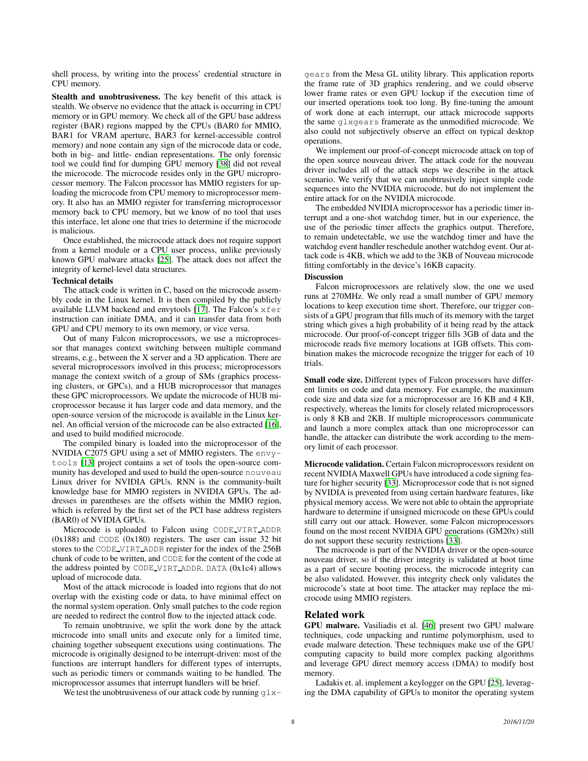shell process, by writing into the process' credential structure in CPU memory.

**Stealth and unobtrusiveness.** The key benefit of this attack is stealth. We observe no evidence that the attack is occurring in CPU memory or in GPU memory. We check all of the GPU base address register (BAR) regions mapped by the CPUs (BAR0 for MMIO, BAR1 for VRAM aperture, BAR3 for kernel-accessible control memory) and none contain any sign of the microcode data or code, both in big- and little- endian representations. The only forensic tool we could find for dumping GPU memory [38] did not reveal the microcode. The microcode resides only in the GPU microprocessor memory. The Falcon processor has MMIO registers for uploading the microcode from CPU memory to microprocessor memory. It also has an MMIO register for transferring microprocessor memory back to CPU memory, but we know of no tool that uses this interface, let alone one that tries to determine if the microcode is malicious.

Once established, the microcode attack does not require support from a kernel module or a CPU user process, unlike previously known GPU malware attacks [25]. The attack does not affect the integrity of kernel-level data structures.

**Technical details**

The attack code is written in C, based on the microcode assembly code in the Linux kernel. It is then compiled by the publicly available LLVM backend and envytools [17]. The Falcon's `xfer` instruction can initiate DMA, and it can transfer data from both GPU and CPU memory to its own memory, or vice versa.

Out of many Falcon microprocessors, we use a microprocessor that manages context switching between multiple command streams, e.g., between the X server and a 3D application. There are several microprocessors involved in this process; microprocessors manage the context switch of a group of SMs (graphics processing clusters, or GPCs), and a HUB microprocessor that manages these GPC microprocessors. We update the microcode of HUB microprocessor because it has larger code and data memory, and the open-source version of the microcode is available in the Linux kernel. An official version of the microcode can be also extracted [16], and used to build modified microcode.

The compiled binary is loaded into the microprocessor of the NVIDIA C2075 GPU using a set of MMIO registers. The `envytools` [13] project contains a set of tools the open-source community has developed and used to build the open-source `nouveau` Linux driver for NVIDIA GPUs. RNN is the community-built knowledge base for MMIO registers in NVIDIA GPUs. The addresses in parentheses are the offsets within the MMIO region, which is referred by the first set of the PCI base address registers (BAR0) of NVIDIA GPUs.

Microcode is uploaded to Falcon using `CODE_VIRT_ADDR` (0x188) and `CODE` (0x180) registers. The user can issue 32 bit stores to the `CODE_VIRT_ADDR` register for the index of the 256B chunk of code to be written, and `CODE` for the content of the code at the address pointed by `CODE_VIRT_ADDR`. `DATA` (0x1c4) allows upload of microcode data.

Most of the attack microcode is loaded into regions that do not overlap with the existing code or data, to have minimal effect on the normal system operation. Only small patches to the code region are needed to redirect the control flow to the injected attack code.

To remain unobtrusive, we split the work done by the attack microcode into small units and execute only for a limited time, chaining together subsequent executions using continuations. The microcode is originally designed to be interrupt-driven: most of the functions are interrupt handlers for different types of interrupts, such as periodic timers or commands waiting to be handled. The microprocessor assumes that interrupt handlers will be brief.

We test the unobtrusiveness of our attack code by running `glxgears` from the Mesa GL utility library. This application reports the frame rate of 3D graphics rendering, and we could observe lower frame rates or even GPU lockup if the execution time of our inserted operations took too long. By fine-tuning the amount of work done at each interrupt, our attack microcode supports the same `glxgears` framerate as the unmodified microcode. We also could not subjectively observe an effect on typical desktop operations.

We implement our proof-of-concept microcode attack on top of the open source nouveau driver. The attack code for the nouveau driver includes all of the attack steps we describe in the attack scenario. We verify that we can unobtrusively inject simple code sequences into the NVIDIA microcode, but do not implement the entire attack for on the NVIDIA microcode.

The embedded NVIDIA microprocessor has a periodic timer interrupt and a one-shot watchdog timer, but in our experience, the use of the periodic timer affects the graphics output. Therefore, to remain undetectable, we use the watchdog timer and have the watchdog event handler reschedule another watchdog event. Our attack code is 4KB, which we add to the 3KB of Nouveau microcode fitting comfortably in the device's 16KB capacity.

**Discussion**

Falcon microprocessors are relatively slow, the one we used runs at 270MHz. We only read a small number of GPU memory locations to keep execution time short. Therefore, our trigger consists of a GPU program that fills much of its memory with the target string which gives a high probability of it being read by the attack microcode. Our proof-of-concept trigger fills 3GB of data and the microcode reads five memory locations at 1GB offsets. This combination makes the microcode recognize the trigger for each of 10 trials.

**Small code size.** Different types of Falcon processors have different limits on code and data memory. For example, the maximum code size and data size for a microprocessor are 16 KB and 4 KB, respectively, whereas the limits for closely related microprocessors is only 8 KB and 2KB. If multiple microprocessors communicate and launch a more complex attack than one microprocessor can handle, the attacker can distribute the work according to the memory limit of each processor.

**Microcode validation.** Certain Falcon microprocessors resident on recent NVIDIA Maxwell GPUs have introduced a code signing feature for higher security [33]. Microprocessor code that is not signed by NVIDIA is prevented from using certain hardware features, like physical memory access. We were not able to obtain the appropriate hardware to determine if unsigned microcode on these GPUs could still carry out our attack. However, some Falcon microprocessors found on the most recent NVIDIA GPU generations (GM20x) still do not support these security restrictions [33].

The microcode is part of the NVIDIA driver or the open-source nouveau driver, so if the driver integrity is validated at boot time as a part of secure booting process, the microcode integrity can be also validated. However, this integrity check only validates the microcode's state at boot time. The attacker may replace the microcode using MMIO registers.

## Related work

**GPU malware.** Vasiliadis et al. [46] present two GPU malware techniques, code unpacking and runtime polymorphism, used to evade malware detection. These techniques make use of the GPU computing capacity to build more complex packing algorithms and leverage GPU direct memory access (DMA) to modify host memory.

Ladakis et. al. implement a keylogger on the GPU [25], leveraging the DMA capability of GPUs to monitor the operating system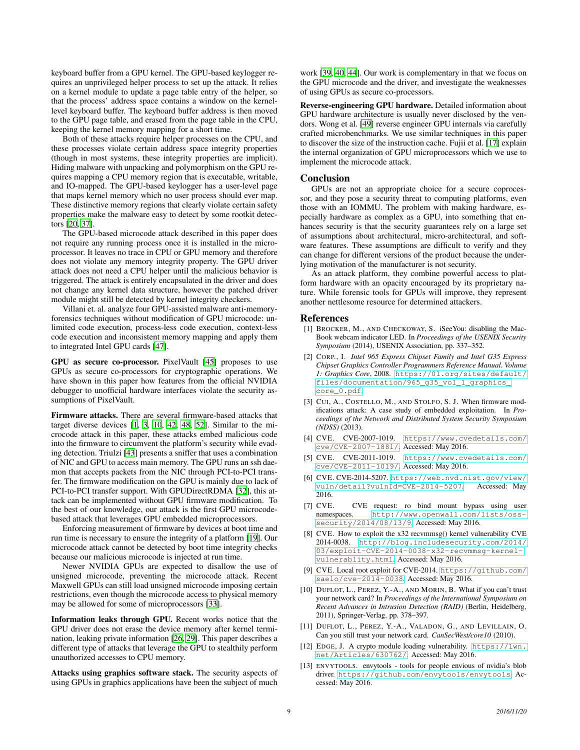keyboard buffer from a GPU kernel. The GPU-based keylogger requires an unprivileged helper process to set up the attack. It relies on a kernel module to update a page table entry of the helper, so that the process' address space contains a window on the kernel-level keyboard buffer. The keyboard buffer address is then moved to the GPU page table, and erased from the page table in the CPU, keeping the kernel memory mapping for a short time.

Both of these attacks require helper processes on the CPU, and these processes violate certain address space integrity properties (though in most systems, these integrity properties are implicit). Hiding malware with unpacking and polymorphism on the GPU requires mapping a CPU memory region that is executable, writable, and IO-mapped. The GPU-based keylogger has a user-level page that maps kernel memory which no user process should ever map. These distinctive memory regions that clearly violate certain safety properties make the malware easy to detect by some rootkit detectors [20, 37].

The GPU-based microcode attack described in this paper does not require any running process once it is installed in the microprocessor. It leaves no trace in CPU or GPU memory and therefore does not violate any memory integrity property. The GPU driver attack does not need a CPU helper until the malicious behavior is triggered. The attack is entirely encapsulated in the driver and does not change any kernel data structure, however the patched driver module might still be detected by kernel integrity checkers.

Villani et. al. analyze four GPU-assisted malware anti-memory-forensics techniques without modification of GPU microcode: unlimited code execution, process-less code execution, context-less code execution and inconsistent memory mapping and apply them to integrated Intel GPU cards [47].

**GPU as secure co-processor.** PixelVault [45] proposes to use GPUs as secure co-processors for cryptographic operations. We have shown in this paper how features from the official NVIDIA debugger to unofficial hardware interfaces violate the security assumptions of PixelVault.

**Firmware attacks.** There are several firmware-based attacks that target diverse devices [1, 3, 10, 42, 48, 52]. Similar to the microcode attack in this paper, these attacks embed malicious code into the firmware to circumvent the platform's security while evading detection. Triulzi [43] presents a sniffer that uses a combination of NIC and GPU to access main memory. The GPU runs an ssh daemon that accepts packets from the NIC through PCI-to-PCI transfer. The firmware modification on the GPU is mainly due to lack of PCI-to-PCI transfer support. With GPUDirectRDMA [32], this attack can be implemented without GPU firmware modification. To the best of our knowledge, our attack is the first GPU microcode-based attack that leverages GPU embedded microprocessors.

Enforcing measurement of firmware by devices at boot time and run time is necessary to ensure the integrity of a platform [19]. Our microcode attack cannot be detected by boot time integrity checks because our malicious microcode is injected at run time.

Newer NVIDIA GPUs are expected to disallow the use of unsigned microcode, preventing the microcode attack. Recent Maxwell GPUs can still load unsigned microcode imposing certain restrictions, even though the microcode access to physical memory may be allowed for some of microprocessors [33].

**Information leaks through GPU.** Recent works notice that the GPU driver does not erase the device memory after kernel termination, leaking private information [26, 29]. This paper describes a different type of attacks that leverage the GPU to stealthily perform unauthorized accesses to CPU memory.

**Attacks using graphics software stack.** The security aspects of using GPUs in graphics applications have been the subject of much work [39, 40, 44]. Our work is complementary in that we focus on the GPU microcode and the driver, and investigate the weaknesses of using GPUs as secure co-processors.

**Reverse-engineering GPU hardware.** Detailed information about GPU hardware architecture is usually never disclosed by the vendors. Wong et al. [49] reverse engineer GPU internals via carefully crafted microbenchmarks. We use similar techniques in this paper to discover the size of the instruction cache. Fujii et al. [17] explain the internal organization of GPU microprocessors which we use to implement the microcode attack.

## Conclusion

GPUs are not an appropriate choice for a secure coprocessor, and they pose a security threat to computing platforms, even those with an IOMMU. The problem with making hardware, especially hardware as complex as a GPU, into something that enhances security is that the security guarantees rely on a large set of assumptions about architectural, micro-architectural, and software features. These assumptions are difficult to verify and they can change for different versions of the product because the underlying motivation of the manufacturer is not security.

As an attack platform, they combine powerful access to platform hardware with an opacity encouraged by its proprietary nature. While forensic tools for GPUs will improve, they represent another nettlesome resource for determined attackers.

## References

[1] Brocker, M., and Checkoway, S. iSeeYou: disabling the MacBook webcam indicator LED. In *Proceedings of the USENIX Security Symposium* (2014), USENIX Association, pp. 337–352.

[2] Corp., I. *Intel 965 Express Chipset Family and Intel G35 Express Chipset Graphics Controller Programmers Reference Manual. Volume 1: Graphics Core*, 2008. https://01.org/sites/default/files/documentation/965_g35_vol_1_graphics_core_0.pdf.

[3] Cui, A., Costello, M., and Stolfo, S. J. When firmware modifications attack: A case study of embedded exploitation. In *Proceedings of the Network and Distributed System Security Symposium (NDSS)* (2013).

[4] CVE. CVE-2007-1019. https://www.cvedetails.com/cve/CVE-2007-1881/. Accessed: May 2016.

[5] CVE. CVE-2011-1019. https://www.cvedetails.com/cve/CVE-2011-1019/. Accessed: May 2016.

[6] CVE. CVE-2014-5207. https://web.nvd.nist.gov/view/vuln/detail?vulnId=CVE-2014-5207. Accessed: May 2016.

[7] CVE. CVE request: ro bind mount bypass using user namespaces. http://www.openwall.com/lists/oss-security/2014/08/13/9. Accessed: May 2016.

[8] CVE. How to exploit the x32 recvmmsg() kernel vulnerability CVE 2014-0038. http://blog.includesecurity.com/2014/03/exploit-CVE-2014-0038-x32-recvmmsg-kernel-vulnerablity.html. Accessed: May 2016.

[9] CVE. Local root exploit for CVE-2014. https://github.com/saelo/cve-2014-0038. Accessed: May 2016.

[10] Duflot, L., Perez, Y.-A., and Morin, B. What if you can't trust your network card? In *Proceedings of the International Symposium on Recent Advances in Intrusion Detection (RAID)* (Berlin, Heidelberg, 2011), Springer-Verlag, pp. 378–397.

[11] Duflot, L., Perez, Y.-A., Valadon, G., and Levillain, O. Can you still trust your network card. *CanSecWest/core10* (2010).

[12] Edge, J. A crypto module loading vulnerability. https://lwn.net/Articles/630762/. Accessed: May 2016.

[13] envytools. envytools - tools for people envious of nvidia's blob driver. https://github.com/envytools/envytools. Accessed: May 2016.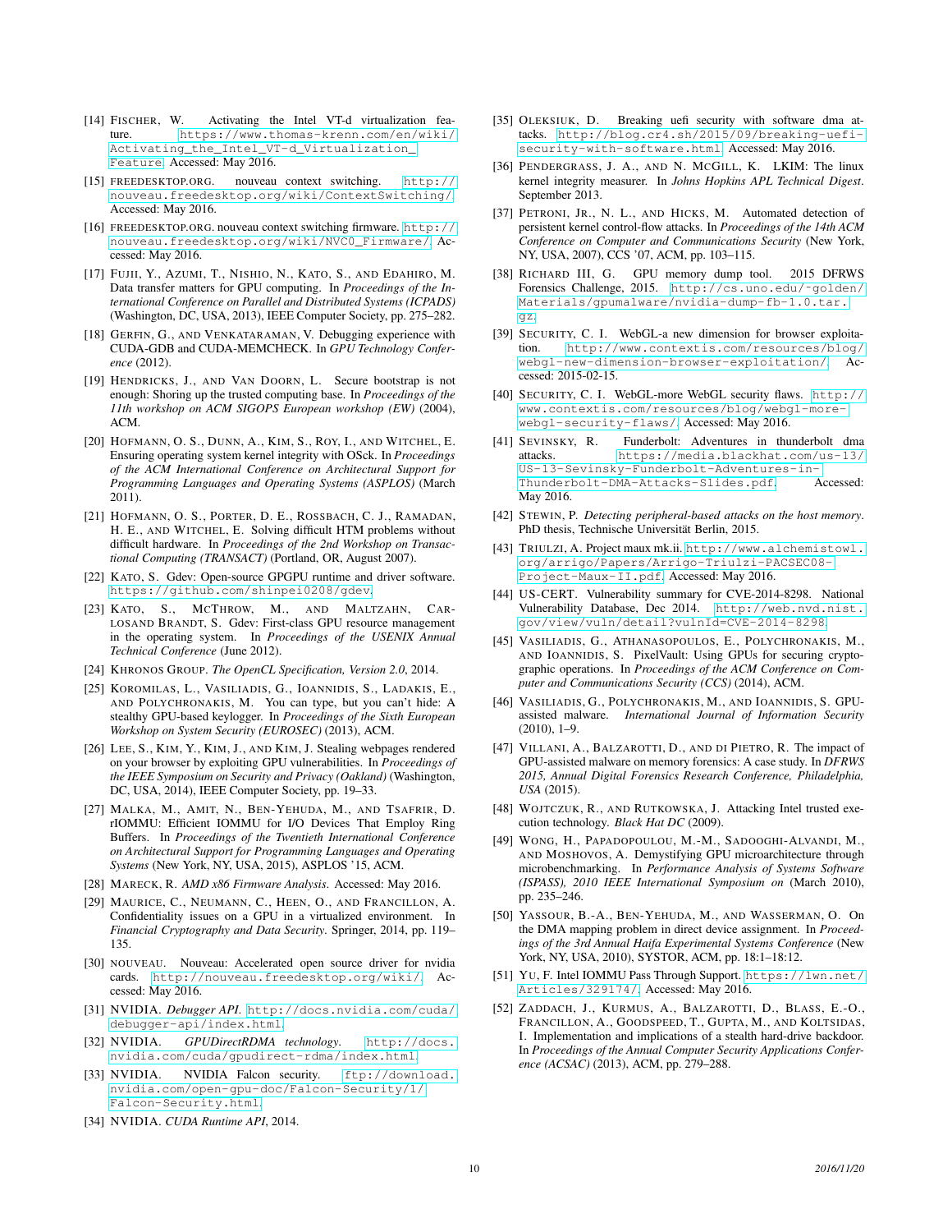[14] FISCHER, W. Activating the Intel VT-d virtualization feature. https://www.thomas-krenn.com/en/wiki/Activating_the_Intel_VT-d_Virtualization_Feature. Accessed: May 2016.

[15] FREEDESKTOP.ORG. nouveau context switching. http://nouveau.freedesktop.org/wiki/ContextSwitching/. Accessed: May 2016.

[16] FREEDESKTOP.ORG. nouveau context switching firmware. http://nouveau.freedesktop.org/wiki/NVC0_Firmware/. Accessed: May 2016.

[17] FUJII, Y., AZUMI, T., NISHIO, N., KATO, S., AND EDAHIRO, M. Data transfer matters for GPU computing. In *Proceedings of the International Conference on Parallel and Distributed Systems (ICPADS)* (Washington, DC, USA, 2013), IEEE Computer Society, pp. 275–282.

[18] GERFIN, G., AND VENKATARAMAN, V. Debugging experience with CUDA-GDB and CUDA-MEMCHECK. In *GPU Technology Conference* (2012).

[19] HENDRICKS, J., AND VAN DOORN, L. Secure bootstrap is not enough: Shoring up the trusted computing base. In *Proceedings of the 11th workshop on ACM SIGOPS European workshop (EW)* (2004), ACM.

[20] HOFMANN, O. S., DUNN, A., KIM, S., ROY, I., AND WITCHEL, E. Ensuring operating system kernel integrity with OSck. In *Proceedings of the ACM International Conference on Architectural Support for Programming Languages and Operating Systems (ASPLOS)* (March 2011).

[21] HOFMANN, O. S., PORTER, D. E., ROSSBACH, C. J., RAMADAN, H. E., AND WITCHEL, E. Solving difficult HTM problems without difficult hardware. In *Proceedings of the 2nd Workshop on Transactional Computing (TRANSACT)* (Portland, OR, August 2007).

[22] KATO, S. Gdev: Open-source GPGPU runtime and driver software. https://github.com/shinpei0208/gdev.

[23] KATO, S., MCTHROW, M., AND MALTZAHN, CARLOSAND BRANDT, S. Gdev: First-class GPU resource management in the operating system. In *Proceedings of the USENIX Annual Technical Conference* (June 2012).

[24] KHRONOS GROUP. *The OpenCL Specification, Version 2.0*, 2014.

[25] KOROMILAS, L., VASILIADIS, G., IOANNIDIS, S., LADAKIS, E., AND POLYCHRONAKIS, M. You can type, but you can't hide: A stealthy GPU-based keylogger. In *Proceedings of the Sixth European Workshop on System Security (EUROSEC)* (2013), ACM.

[26] LEE, S., KIM, Y., KIM, J., AND KIM, J. Stealing webpages rendered on your browser by exploiting GPU vulnerabilities. In *Proceedings of the IEEE Symposium on Security and Privacy (Oakland)* (Washington, DC, USA, 2014), IEEE Computer Society, pp. 19–33.

[27] MALKA, M., AMIT, N., BEN-YEHUDA, M., AND TSAFRIR, D. rIOMMU: Efficient IOMMU for I/O Devices That Employ Ring Buffers. In *Proceedings of the Twentieth International Conference on Architectural Support for Programming Languages and Operating Systems* (New York, NY, USA, 2015), ASPLOS '15, ACM.

[28] MARECK, R. *AMD x86 Firmware Analysis*. Accessed: May 2016.

[29] MAURICE, C., NEUMANN, C., HEEN, O., AND FRANCILLON, A. Confidentiality issues on a GPU in a virtualized environment. In *Financial Cryptography and Data Security*. Springer, 2014, pp. 119–135.

[30] NOUVEAU. Nouveau: Accelerated open source driver for nvidia cards. http://nouveau.freedesktop.org/wiki/. Accessed: May 2016.

[31] NVIDIA. *Debugger API*. http://docs.nvidia.com/cuda/debugger-api/index.html.

[32] NVIDIA. *GPUDirectRDMA technology*. http://docs.nvidia.com/cuda/gpudirect-rdma/index.html.

[33] NVIDIA. NVIDIA Falcon security. ftp://download.nvidia.com/open-gpu-doc/Falcon-Security/1/Falcon-Security.html.

[34] NVIDIA. *CUDA Runtime API*, 2014.

[35] OLEKSIUK, D. Breaking uefi security with software dma attacks. http://blog.cr4.sh/2015/09/breaking-uefi-security-with-software.html. Accessed: May 2016.

[36] PENDERGRASS, J. A., AND N. MCGILL, K. LKIM: The linux kernel integrity measurer. In *Johns Hopkins APL Technical Digest*. September 2013.

[37] PETRONI, JR., N. L., AND HICKS, M. Automated detection of persistent kernel control-flow attacks. In *Proceedings of the 14th ACM Conference on Computer and Communications Security* (New York, NY, USA, 2007), CCS '07, ACM, pp. 103–115.

[38] RICHARD III, G. GPU memory dump tool. 2015 DFRWS Forensics Challenge, 2015. http://cs.uno.edu/~golden/Materials/gpumalware/nvidia-dump-fb-1.0.tar.gz.

[39] SECURITY, C. I. WebGL-a new dimension for browser exploitation. http://www.contextis.com/resources/blog/webgl-new-dimension-browser-exploitation/. Accessed: 2015-02-15.

[40] SECURITY, C. I. WebGL-more WebGL security flaws. http://www.contextis.com/resources/blog/webgl-more-webgl-security-flaws/. Accessed: May 2016.

[41] SEVINSKY, R. Funderbolt: Adventures in thunderbolt dma attacks. https://media.blackhat.com/us-13/US-13-Sevinsky-Funderbolt-Adventures-in-Thunderbolt-DMA-Attacks-Slides.pdf. Accessed: May 2016.

[42] STEWIN, P. *Detecting peripheral-based attacks on the host memory*. PhD thesis, Technische Universität Berlin, 2015.

[43] TRIULZI, A. Project maux mk.ii. http://www.alchemistowl.org/arrigo/Papers/Arrigo-Triulzi-PACSEC08-Project-Maux-II.pdf. Accessed: May 2016.

[44] US-CERT. Vulnerability summary for CVE-2014-8298. National Vulnerability Database, Dec 2014. http://web.nvd.nist.gov/view/vuln/detail?vulnId=CVE-2014-8298.

[45] VASILIADIS, G., ATHANASOPOULOS, E., POLYCHRONAKIS, M., AND IOANNIDIS, S. PixelVault: Using GPUs for securing cryptographic operations. In *Proceedings of the ACM Conference on Computer and Communications Security (CCS)* (2014), ACM.

[46] VASILIADIS, G., POLYCHRONAKIS, M., AND IOANNIDIS, S. GPU-assisted malware. *International Journal of Information Security* (2010), 1–9.

[47] VILLANI, A., BALZAROTTI, D., AND DI PIETRO, R. The impact of GPU-assisted malware on memory forensics: A case study. In *DFRWS 2015, Annual Digital Forensics Research Conference, Philadelphia, USA* (2015).

[48] WOJTCZUK, R., AND RUTKOWSKA, J. Attacking Intel trusted execution technology. *Black Hat DC* (2009).

[49] WONG, H., PAPADOPOULOU, M.-M., SADOOGHI-ALVANDI, M., AND MOSHOVOS, A. Demystifying GPU microarchitecture through microbenchmarking. In *Performance Analysis of Systems Software (ISPASS), 2010 IEEE International Symposium on* (March 2010), pp. 235–246.

[50] YASSOUR, B.-A., BEN-YEHUDA, M., AND WASSERMAN, O. On the DMA mapping problem in direct device assignment. In *Proceedings of the 3rd Annual Haifa Experimental Systems Conference* (New York, NY, USA, 2010), SYSTOR, ACM, pp. 18:1–18:12.

[51] YU, F. Intel IOMMU Pass Through Support. https://lwn.net/Articles/329174/. Accessed: May 2016.

[52] ZADDACH, J., KURMUS, A., BALZAROTTI, D., BLASS, E.-O., FRANCILLON, A., GOODSPEED, T., GUPTA, M., AND KOLTSIDAS, I. Implementation and implications of a stealth hard-drive backdoor. In *Proceedings of the Annual Computer Security Applications Conference (ACSAC)* (2013), ACM, pp. 279–288.